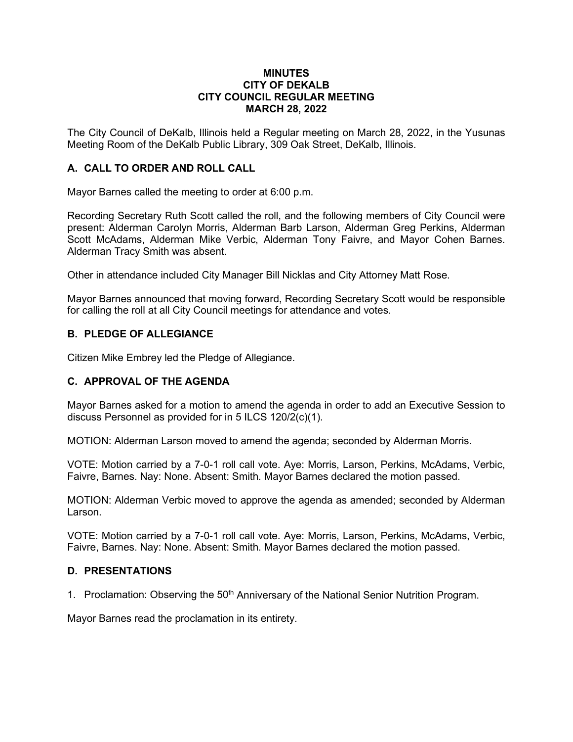# MINUTES
# CITY OF DEKALB
# CITY COUNCIL REGULAR MEETING
# MARCH 28, 2022

The City Council of DeKalb, Illinois held a Regular meeting on March 28, 2022, in the Yusunas Meeting Room of the DeKalb Public Library, 309 Oak Street, DeKalb, Illinois.

## A. CALL TO ORDER AND ROLL CALL

Mayor Barnes called the meeting to order at 6:00 p.m.

Recording Secretary Ruth Scott called the roll, and the following members of City Council were present: Alderman Carolyn Morris, Alderman Barb Larson, Alderman Greg Perkins, Alderman Scott McAdams, Alderman Mike Verbic, Alderman Tony Faivre, and Mayor Cohen Barnes. Alderman Tracy Smith was absent.

Other in attendance included City Manager Bill Nicklas and City Attorney Matt Rose.

Mayor Barnes announced that moving forward, Recording Secretary Scott would be responsible for calling the roll at all City Council meetings for attendance and votes.

## B. PLEDGE OF ALLEGIANCE

Citizen Mike Embrey led the Pledge of Allegiance.

## C. APPROVAL OF THE AGENDA

Mayor Barnes asked for a motion to amend the agenda in order to add an Executive Session to discuss Personnel as provided for in 5 ILCS 120/2(c)(1).

MOTION: Alderman Larson moved to amend the agenda; seconded by Alderman Morris.

VOTE: Motion carried by a 7-0-1 roll call vote. Aye: Morris, Larson, Perkins, McAdams, Verbic, Faivre, Barnes. Nay: None. Absent: Smith. Mayor Barnes declared the motion passed.

MOTION: Alderman Verbic moved to approve the agenda as amended; seconded by Alderman Larson.

VOTE: Motion carried by a 7-0-1 roll call vote. Aye: Morris, Larson, Perkins, McAdams, Verbic, Faivre, Barnes. Nay: None. Absent: Smith. Mayor Barnes declared the motion passed.

## D. PRESENTATIONS

1. Proclamation: Observing the 50th Anniversary of the National Senior Nutrition Program.

Mayor Barnes read the proclamation in its entirety.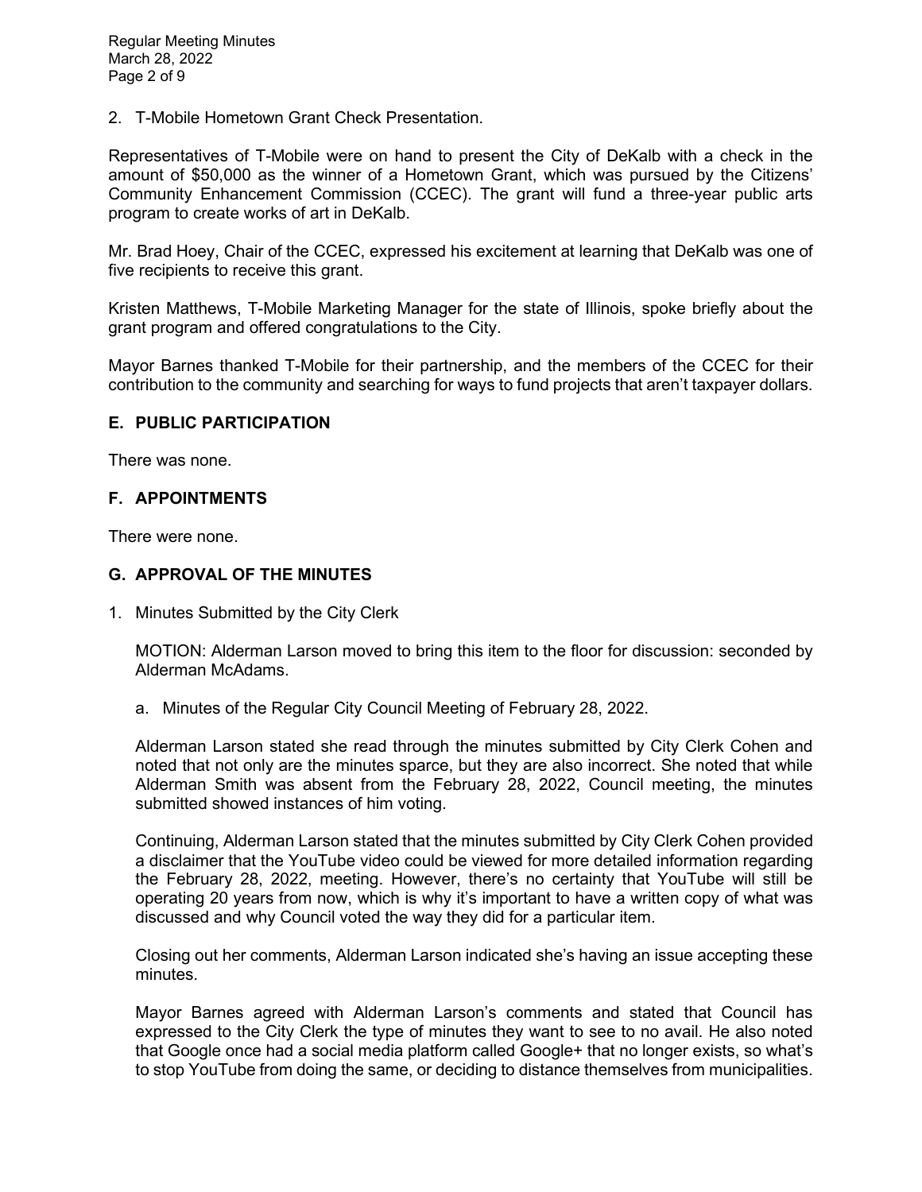2. T-Mobile Hometown Grant Check Presentation.

Representatives of T-Mobile were on hand to present the City of DeKalb with a check in the amount of $50,000 as the winner of a Hometown Grant, which was pursued by the Citizens' Community Enhancement Commission (CCEC). The grant will fund a three-year public arts program to create works of art in DeKalb.

Mr. Brad Hoey, Chair of the CCEC, expressed his excitement at learning that DeKalb was one of five recipients to receive this grant.

Kristen Matthews, T-Mobile Marketing Manager for the state of Illinois, spoke briefly about the grant program and offered congratulations to the City.

Mayor Barnes thanked T-Mobile for their partnership, and the members of the CCEC for their contribution to the community and searching for ways to fund projects that aren't taxpayer dollars.

## E. PUBLIC PARTICIPATION

There was none.

## F. APPOINTMENTS

There were none.

## G. APPROVAL OF THE MINUTES

1. Minutes Submitted by the City Clerk

   MOTION: Alderman Larson moved to bring this item to the floor for discussion: seconded by Alderman McAdams.

   a. Minutes of the Regular City Council Meeting of February 28, 2022.

   Alderman Larson stated she read through the minutes submitted by City Clerk Cohen and noted that not only are the minutes sparce, but they are also incorrect. She noted that while Alderman Smith was absent from the February 28, 2022, Council meeting, the minutes submitted showed instances of him voting.

   Continuing, Alderman Larson stated that the minutes submitted by City Clerk Cohen provided a disclaimer that the YouTube video could be viewed for more detailed information regarding the February 28, 2022, meeting. However, there's no certainty that YouTube will still be operating 20 years from now, which is why it's important to have a written copy of what was discussed and why Council voted the way they did for a particular item.

   Closing out her comments, Alderman Larson indicated she's having an issue accepting these minutes.

   Mayor Barnes agreed with Alderman Larson's comments and stated that Council has expressed to the City Clerk the type of minutes they want to see to no avail. He also noted that Google once had a social media platform called Google+ that no longer exists, so what's to stop YouTube from doing the same, or deciding to distance themselves from municipalities.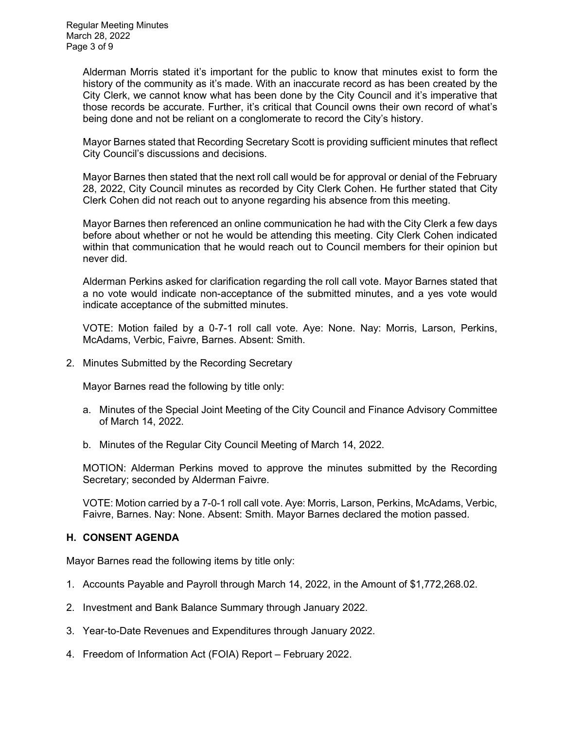Alderman Morris stated it’s important for the public to know that minutes exist to form the history of the community as it’s made. With an inaccurate record as has been created by the City Clerk, we cannot know what has been done by the City Council and it’s imperative that those records be accurate. Further, it’s critical that Council owns their own record of what’s being done and not be reliant on a conglomerate to record the City’s history.

Mayor Barnes stated that Recording Secretary Scott is providing sufficient minutes that reflect City Council’s discussions and decisions.

Mayor Barnes then stated that the next roll call would be for approval or denial of the February 28, 2022, City Council minutes as recorded by City Clerk Cohen. He further stated that City Clerk Cohen did not reach out to anyone regarding his absence from this meeting.

Mayor Barnes then referenced an online communication he had with the City Clerk a few days before about whether or not he would be attending this meeting. City Clerk Cohen indicated within that communication that he would reach out to Council members for their opinion but never did.

Alderman Perkins asked for clarification regarding the roll call vote. Mayor Barnes stated that a no vote would indicate non-acceptance of the submitted minutes, and a yes vote would indicate acceptance of the submitted minutes.

VOTE: Motion failed by a 0-7-1 roll call vote. Aye: None. Nay: Morris, Larson, Perkins, McAdams, Verbic, Faivre, Barnes. Absent: Smith.

2. Minutes Submitted by the Recording Secretary

   Mayor Barnes read the following by title only:

   a. Minutes of the Special Joint Meeting of the City Council and Finance Advisory Committee of March 14, 2022.

   b. Minutes of the Regular City Council Meeting of March 14, 2022.

   MOTION: Alderman Perkins moved to approve the minutes submitted by the Recording Secretary; seconded by Alderman Faivre.

   VOTE: Motion carried by a 7-0-1 roll call vote. Aye: Morris, Larson, Perkins, McAdams, Verbic, Faivre, Barnes. Nay: None. Absent: Smith. Mayor Barnes declared the motion passed.

## H. CONSENT AGENDA

Mayor Barnes read the following items by title only:

1. Accounts Payable and Payroll through March 14, 2022, in the Amount of $1,772,268.02.
2. Investment and Bank Balance Summary through January 2022.
3. Year-to-Date Revenues and Expenditures through January 2022.
4. Freedom of Information Act (FOIA) Report – February 2022.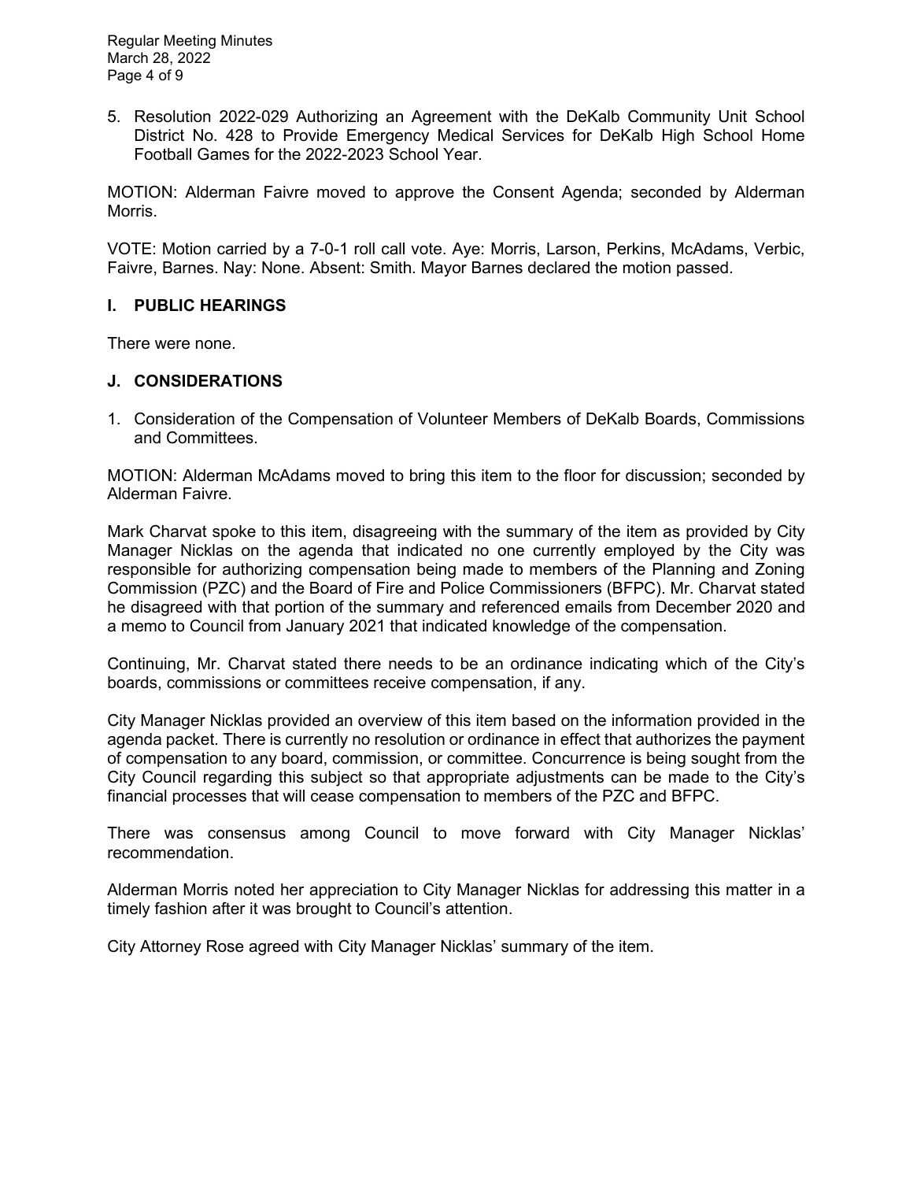5. Resolution 2022-029 Authorizing an Agreement with the DeKalb Community Unit School District No. 428 to Provide Emergency Medical Services for DeKalb High School Home Football Games for the 2022-2023 School Year.

MOTION: Alderman Faivre moved to approve the Consent Agenda; seconded by Alderman Morris.

VOTE: Motion carried by a 7-0-1 roll call vote. Aye: Morris, Larson, Perkins, McAdams, Verbic, Faivre, Barnes. Nay: None. Absent: Smith. Mayor Barnes declared the motion passed.

## I. PUBLIC HEARINGS

There were none.

## J. CONSIDERATIONS

1. Consideration of the Compensation of Volunteer Members of DeKalb Boards, Commissions and Committees.

MOTION: Alderman McAdams moved to bring this item to the floor for discussion; seconded by Alderman Faivre.

Mark Charvat spoke to this item, disagreeing with the summary of the item as provided by City Manager Nicklas on the agenda that indicated no one currently employed by the City was responsible for authorizing compensation being made to members of the Planning and Zoning Commission (PZC) and the Board of Fire and Police Commissioners (BFPC). Mr. Charvat stated he disagreed with that portion of the summary and referenced emails from December 2020 and a memo to Council from January 2021 that indicated knowledge of the compensation.

Continuing, Mr. Charvat stated there needs to be an ordinance indicating which of the City's boards, commissions or committees receive compensation, if any.

City Manager Nicklas provided an overview of this item based on the information provided in the agenda packet. There is currently no resolution or ordinance in effect that authorizes the payment of compensation to any board, commission, or committee. Concurrence is being sought from the City Council regarding this subject so that appropriate adjustments can be made to the City's financial processes that will cease compensation to members of the PZC and BFPC.

There was consensus among Council to move forward with City Manager Nicklas' recommendation.

Alderman Morris noted her appreciation to City Manager Nicklas for addressing this matter in a timely fashion after it was brought to Council's attention.

City Attorney Rose agreed with City Manager Nicklas' summary of the item.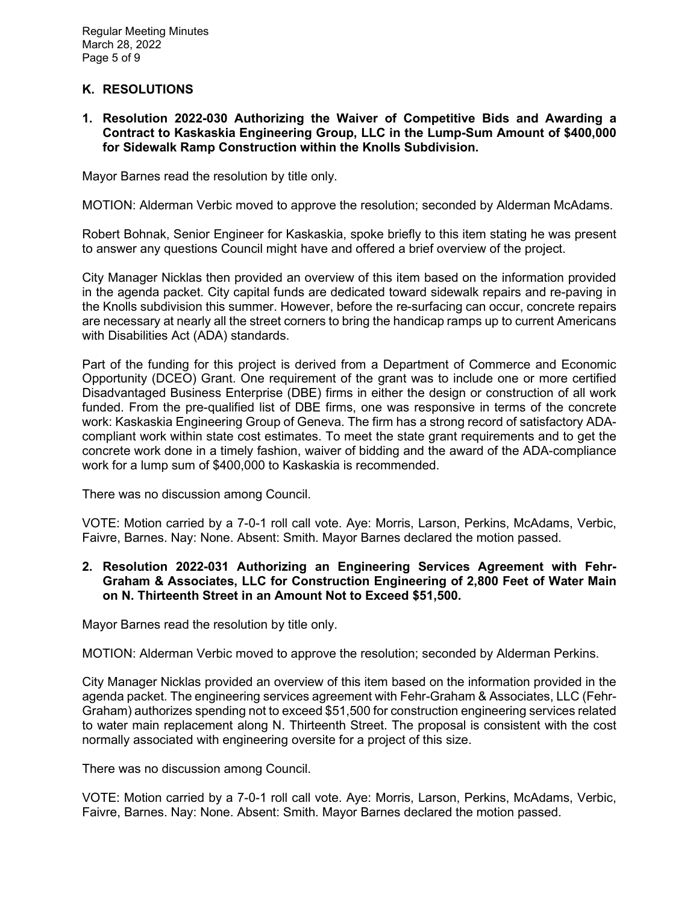## K. RESOLUTIONS

### 1. Resolution 2022-030 Authorizing the Waiver of Competitive Bids and Awarding a Contract to Kaskaskia Engineering Group, LLC in the Lump-Sum Amount of $400,000 for Sidewalk Ramp Construction within the Knolls Subdivision.

Mayor Barnes read the resolution by title only.

MOTION: Alderman Verbic moved to approve the resolution; seconded by Alderman McAdams.

Robert Bohnak, Senior Engineer for Kaskaskia, spoke briefly to this item stating he was present to answer any questions Council might have and offered a brief overview of the project.

City Manager Nicklas then provided an overview of this item based on the information provided in the agenda packet. City capital funds are dedicated toward sidewalk repairs and re-paving in the Knolls subdivision this summer. However, before the re-surfacing can occur, concrete repairs are necessary at nearly all the street corners to bring the handicap ramps up to current Americans with Disabilities Act (ADA) standards.

Part of the funding for this project is derived from a Department of Commerce and Economic Opportunity (DCEO) Grant. One requirement of the grant was to include one or more certified Disadvantaged Business Enterprise (DBE) firms in either the design or construction of all work funded. From the pre-qualified list of DBE firms, one was responsive in terms of the concrete work: Kaskaskia Engineering Group of Geneva. The firm has a strong record of satisfactory ADA-compliant work within state cost estimates. To meet the state grant requirements and to get the concrete work done in a timely fashion, waiver of bidding and the award of the ADA-compliance work for a lump sum of $400,000 to Kaskaskia is recommended.

There was no discussion among Council.

VOTE: Motion carried by a 7-0-1 roll call vote. Aye: Morris, Larson, Perkins, McAdams, Verbic, Faivre, Barnes. Nay: None. Absent: Smith. Mayor Barnes declared the motion passed.

### 2. Resolution 2022-031 Authorizing an Engineering Services Agreement with Fehr-Graham & Associates, LLC for Construction Engineering of 2,800 Feet of Water Main on N. Thirteenth Street in an Amount Not to Exceed $51,500.

Mayor Barnes read the resolution by title only.

MOTION: Alderman Verbic moved to approve the resolution; seconded by Alderman Perkins.

City Manager Nicklas provided an overview of this item based on the information provided in the agenda packet. The engineering services agreement with Fehr-Graham & Associates, LLC (Fehr-Graham) authorizes spending not to exceed $51,500 for construction engineering services related to water main replacement along N. Thirteenth Street. The proposal is consistent with the cost normally associated with engineering oversite for a project of this size.

There was no discussion among Council.

VOTE: Motion carried by a 7-0-1 roll call vote. Aye: Morris, Larson, Perkins, McAdams, Verbic, Faivre, Barnes. Nay: None. Absent: Smith. Mayor Barnes declared the motion passed.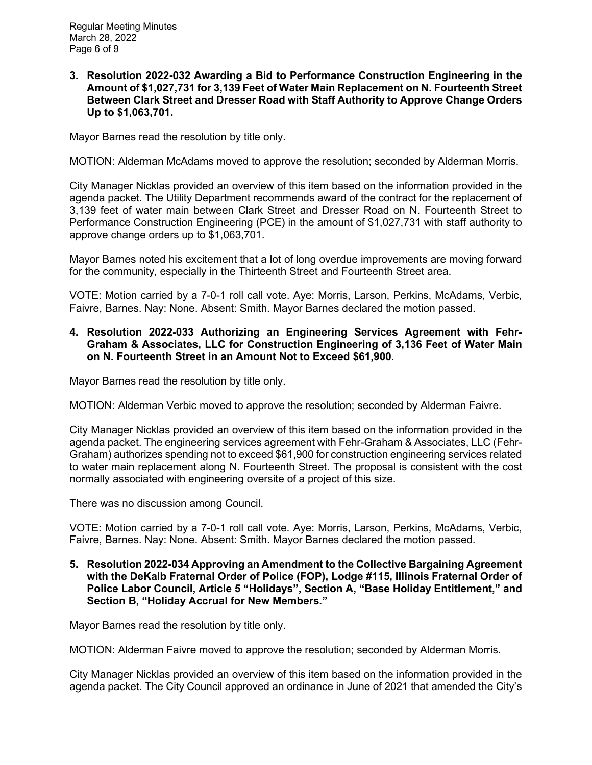**3. Resolution 2022-032 Awarding a Bid to Performance Construction Engineering in the Amount of $1,027,731 for 3,139 Feet of Water Main Replacement on N. Fourteenth Street Between Clark Street and Dresser Road with Staff Authority to Approve Change Orders Up to $1,063,701.**

Mayor Barnes read the resolution by title only.

MOTION: Alderman McAdams moved to approve the resolution; seconded by Alderman Morris.

City Manager Nicklas provided an overview of this item based on the information provided in the agenda packet. The Utility Department recommends award of the contract for the replacement of 3,139 feet of water main between Clark Street and Dresser Road on N. Fourteenth Street to Performance Construction Engineering (PCE) in the amount of $1,027,731 with staff authority to approve change orders up to $1,063,701.

Mayor Barnes noted his excitement that a lot of long overdue improvements are moving forward for the community, especially in the Thirteenth Street and Fourteenth Street area.

VOTE: Motion carried by a 7-0-1 roll call vote. Aye: Morris, Larson, Perkins, McAdams, Verbic, Faivre, Barnes. Nay: None. Absent: Smith. Mayor Barnes declared the motion passed.

**4. Resolution 2022-033 Authorizing an Engineering Services Agreement with Fehr-Graham & Associates, LLC for Construction Engineering of 3,136 Feet of Water Main on N. Fourteenth Street in an Amount Not to Exceed $61,900.**

Mayor Barnes read the resolution by title only.

MOTION: Alderman Verbic moved to approve the resolution; seconded by Alderman Faivre.

City Manager Nicklas provided an overview of this item based on the information provided in the agenda packet. The engineering services agreement with Fehr-Graham & Associates, LLC (Fehr-Graham) authorizes spending not to exceed $61,900 for construction engineering services related to water main replacement along N. Fourteenth Street. The proposal is consistent with the cost normally associated with engineering oversite of a project of this size.

There was no discussion among Council.

VOTE: Motion carried by a 7-0-1 roll call vote. Aye: Morris, Larson, Perkins, McAdams, Verbic, Faivre, Barnes. Nay: None. Absent: Smith. Mayor Barnes declared the motion passed.

**5. Resolution 2022-034 Approving an Amendment to the Collective Bargaining Agreement with the DeKalb Fraternal Order of Police (FOP), Lodge #115, Illinois Fraternal Order of Police Labor Council, Article 5 "Holidays", Section A, "Base Holiday Entitlement," and Section B, "Holiday Accrual for New Members."**

Mayor Barnes read the resolution by title only.

MOTION: Alderman Faivre moved to approve the resolution; seconded by Alderman Morris.

City Manager Nicklas provided an overview of this item based on the information provided in the agenda packet. The City Council approved an ordinance in June of 2021 that amended the City's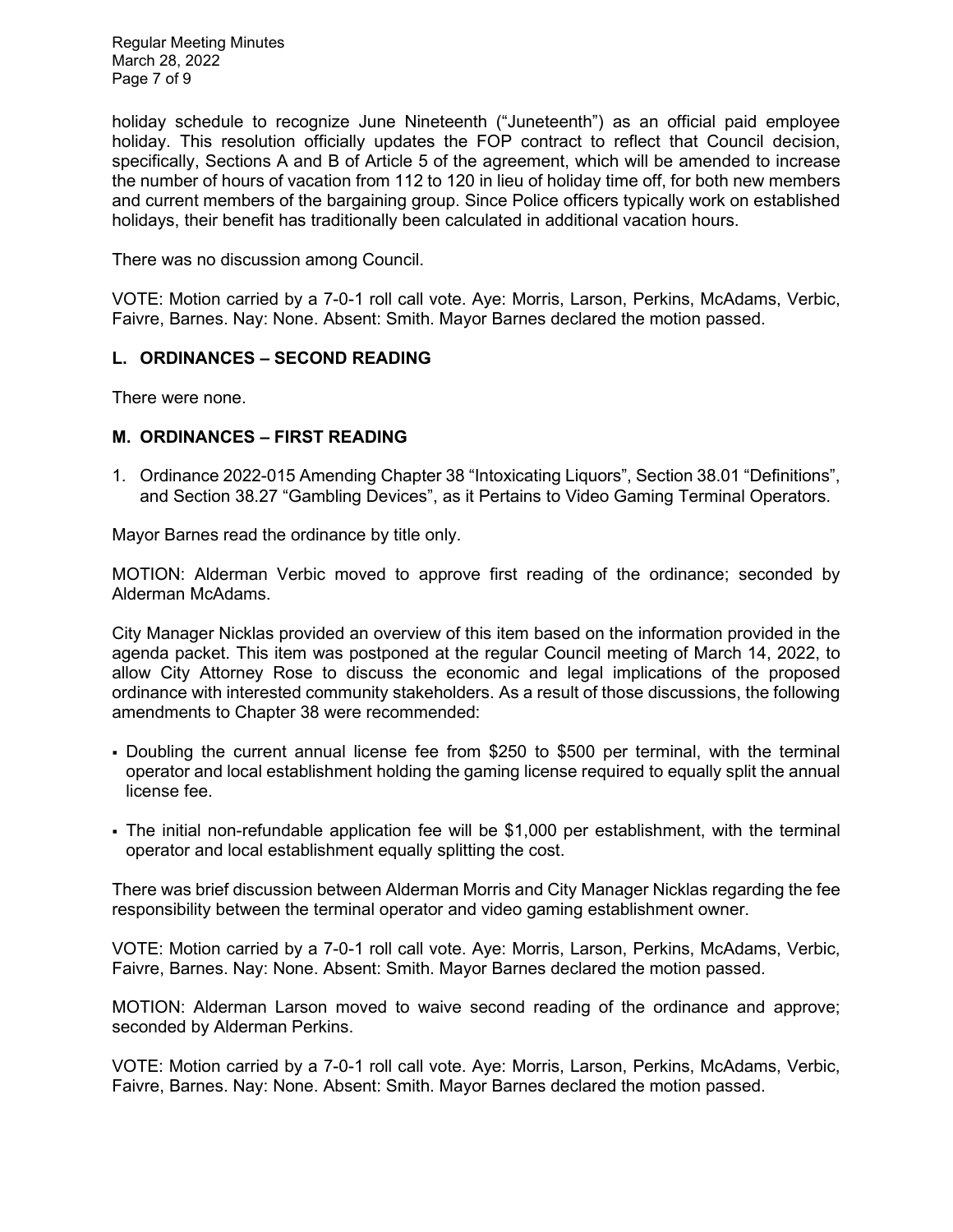holiday schedule to recognize June Nineteenth ("Juneteenth") as an official paid employee holiday. This resolution officially updates the FOP contract to reflect that Council decision, specifically, Sections A and B of Article 5 of the agreement, which will be amended to increase the number of hours of vacation from 112 to 120 in lieu of holiday time off, for both new members and current members of the bargaining group. Since Police officers typically work on established holidays, their benefit has traditionally been calculated in additional vacation hours.

There was no discussion among Council.

VOTE: Motion carried by a 7-0-1 roll call vote. Aye: Morris, Larson, Perkins, McAdams, Verbic, Faivre, Barnes. Nay: None. Absent: Smith. Mayor Barnes declared the motion passed.

## L. ORDINANCES – SECOND READING

There were none.

## M. ORDINANCES – FIRST READING

1. Ordinance 2022-015 Amending Chapter 38 "Intoxicating Liquors", Section 38.01 "Definitions", and Section 38.27 "Gambling Devices", as it Pertains to Video Gaming Terminal Operators.

Mayor Barnes read the ordinance by title only.

MOTION: Alderman Verbic moved to approve first reading of the ordinance; seconded by Alderman McAdams.

City Manager Nicklas provided an overview of this item based on the information provided in the agenda packet. This item was postponed at the regular Council meeting of March 14, 2022, to allow City Attorney Rose to discuss the economic and legal implications of the proposed ordinance with interested community stakeholders. As a result of those discussions, the following amendments to Chapter 38 were recommended:

- Doubling the current annual license fee from $250 to $500 per terminal, with the terminal operator and local establishment holding the gaming license required to equally split the annual license fee.

- The initial non-refundable application fee will be $1,000 per establishment, with the terminal operator and local establishment equally splitting the cost.

There was brief discussion between Alderman Morris and City Manager Nicklas regarding the fee responsibility between the terminal operator and video gaming establishment owner.

VOTE: Motion carried by a 7-0-1 roll call vote. Aye: Morris, Larson, Perkins, McAdams, Verbic, Faivre, Barnes. Nay: None. Absent: Smith. Mayor Barnes declared the motion passed.

MOTION: Alderman Larson moved to waive second reading of the ordinance and approve; seconded by Alderman Perkins.

VOTE: Motion carried by a 7-0-1 roll call vote. Aye: Morris, Larson, Perkins, McAdams, Verbic, Faivre, Barnes. Nay: None. Absent: Smith. Mayor Barnes declared the motion passed.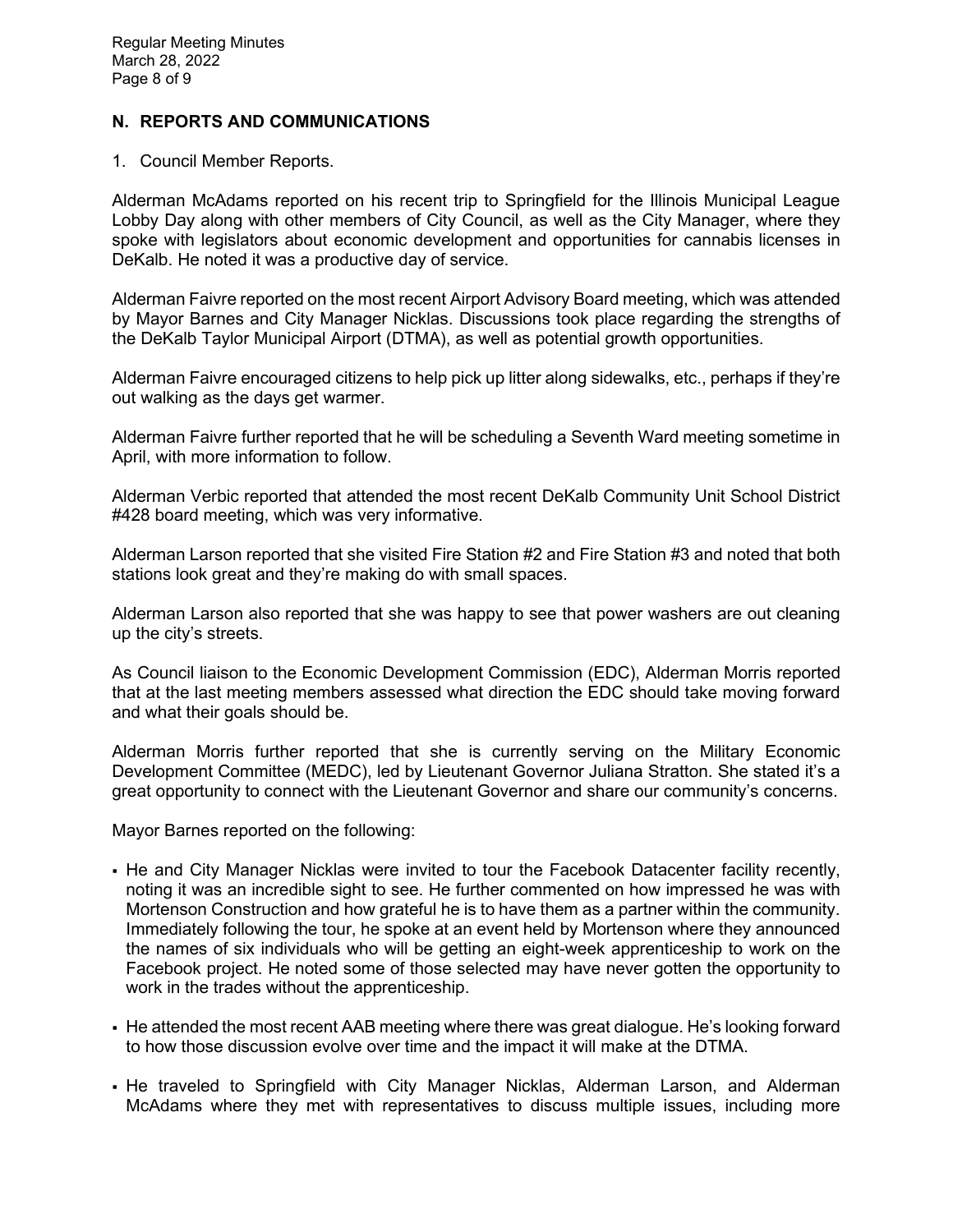## N. REPORTS AND COMMUNICATIONS

1. Council Member Reports.

Alderman McAdams reported on his recent trip to Springfield for the Illinois Municipal League Lobby Day along with other members of City Council, as well as the City Manager, where they spoke with legislators about economic development and opportunities for cannabis licenses in DeKalb. He noted it was a productive day of service.

Alderman Faivre reported on the most recent Airport Advisory Board meeting, which was attended by Mayor Barnes and City Manager Nicklas. Discussions took place regarding the strengths of the DeKalb Taylor Municipal Airport (DTMA), as well as potential growth opportunities.

Alderman Faivre encouraged citizens to help pick up litter along sidewalks, etc., perhaps if they're out walking as the days get warmer.

Alderman Faivre further reported that he will be scheduling a Seventh Ward meeting sometime in April, with more information to follow.

Alderman Verbic reported that attended the most recent DeKalb Community Unit School District #428 board meeting, which was very informative.

Alderman Larson reported that she visited Fire Station #2 and Fire Station #3 and noted that both stations look great and they're making do with small spaces.

Alderman Larson also reported that she was happy to see that power washers are out cleaning up the city's streets.

As Council liaison to the Economic Development Commission (EDC), Alderman Morris reported that at the last meeting members assessed what direction the EDC should take moving forward and what their goals should be.

Alderman Morris further reported that she is currently serving on the Military Economic Development Committee (MEDC), led by Lieutenant Governor Juliana Stratton. She stated it's a great opportunity to connect with the Lieutenant Governor and share our community's concerns.

Mayor Barnes reported on the following:

- He and City Manager Nicklas were invited to tour the Facebook Datacenter facility recently, noting it was an incredible sight to see. He further commented on how impressed he was with Mortenson Construction and how grateful he is to have them as a partner within the community. Immediately following the tour, he spoke at an event held by Mortenson where they announced the names of six individuals who will be getting an eight-week apprenticeship to work on the Facebook project. He noted some of those selected may have never gotten the opportunity to work in the trades without the apprenticeship.

- He attended the most recent AAB meeting where there was great dialogue. He's looking forward to how those discussion evolve over time and the impact it will make at the DTMA.

- He traveled to Springfield with City Manager Nicklas, Alderman Larson, and Alderman McAdams where they met with representatives to discuss multiple issues, including more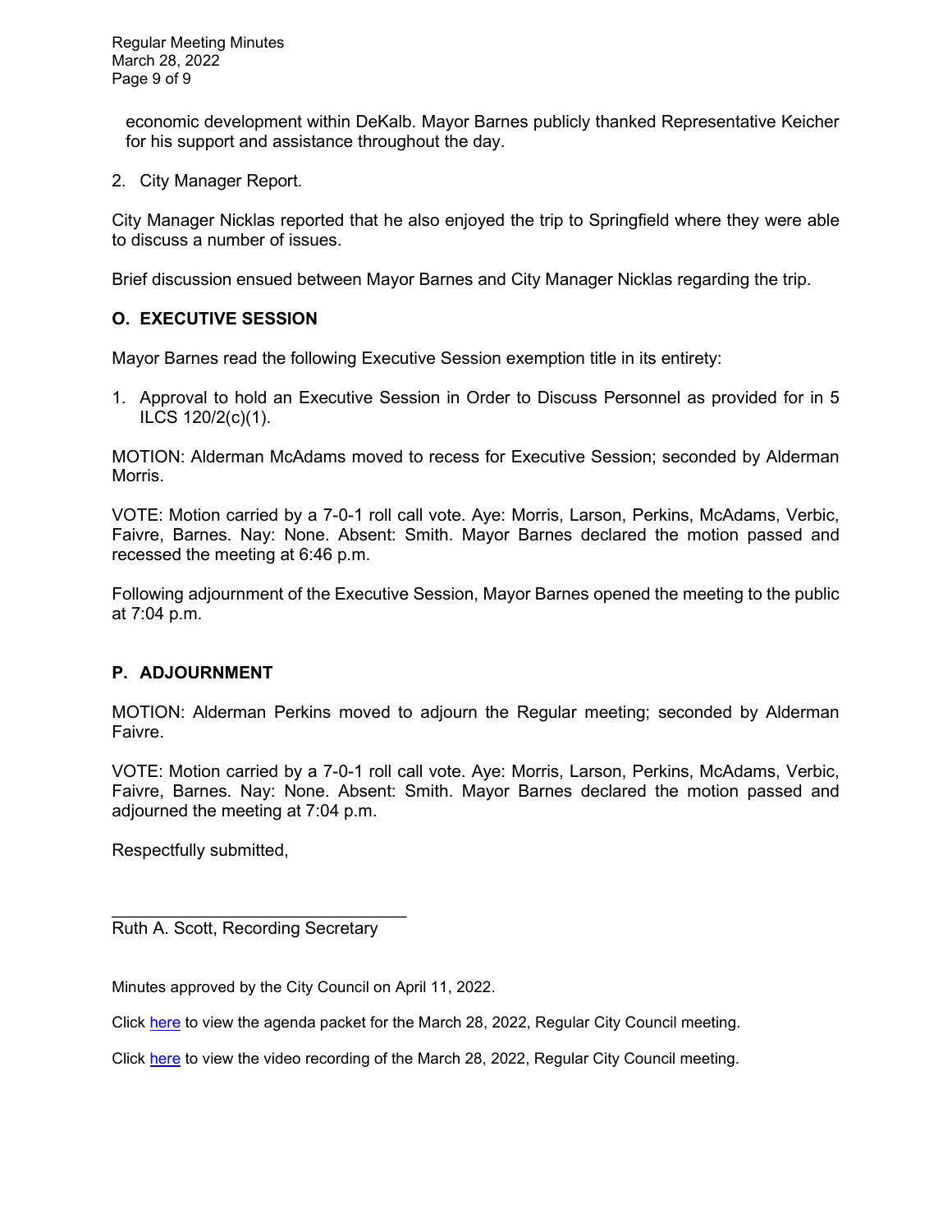economic development within DeKalb. Mayor Barnes publicly thanked Representative Keicher for his support and assistance throughout the day.

2. City Manager Report.

City Manager Nicklas reported that he also enjoyed the trip to Springfield where they were able to discuss a number of issues.

Brief discussion ensued between Mayor Barnes and City Manager Nicklas regarding the trip.

## O. EXECUTIVE SESSION

Mayor Barnes read the following Executive Session exemption title in its entirety:

1. Approval to hold an Executive Session in Order to Discuss Personnel as provided for in 5 ILCS 120/2(c)(1).

MOTION: Alderman McAdams moved to recess for Executive Session; seconded by Alderman Morris.

VOTE: Motion carried by a 7-0-1 roll call vote. Aye: Morris, Larson, Perkins, McAdams, Verbic, Faivre, Barnes. Nay: None. Absent: Smith. Mayor Barnes declared the motion passed and recessed the meeting at 6:46 p.m.

Following adjournment of the Executive Session, Mayor Barnes opened the meeting to the public at 7:04 p.m.

## P. ADJOURNMENT

MOTION: Alderman Perkins moved to adjourn the Regular meeting; seconded by Alderman Faivre.

VOTE: Motion carried by a 7-0-1 roll call vote. Aye: Morris, Larson, Perkins, McAdams, Verbic, Faivre, Barnes. Nay: None. Absent: Smith. Mayor Barnes declared the motion passed and adjourned the meeting at 7:04 p.m.

Respectfully submitted,

\_\_\_\_\_\_\_\_\_\_\_\_\_\_\_\_\_\_\_\_\_\_\_\_\_\_\_\_\_\_\_\_

Ruth A. Scott, Recording Secretary

Minutes approved by the City Council on April 11, 2022.

Click here to view the agenda packet for the March 28, 2022, Regular City Council meeting.

Click here to view the video recording of the March 28, 2022, Regular City Council meeting.